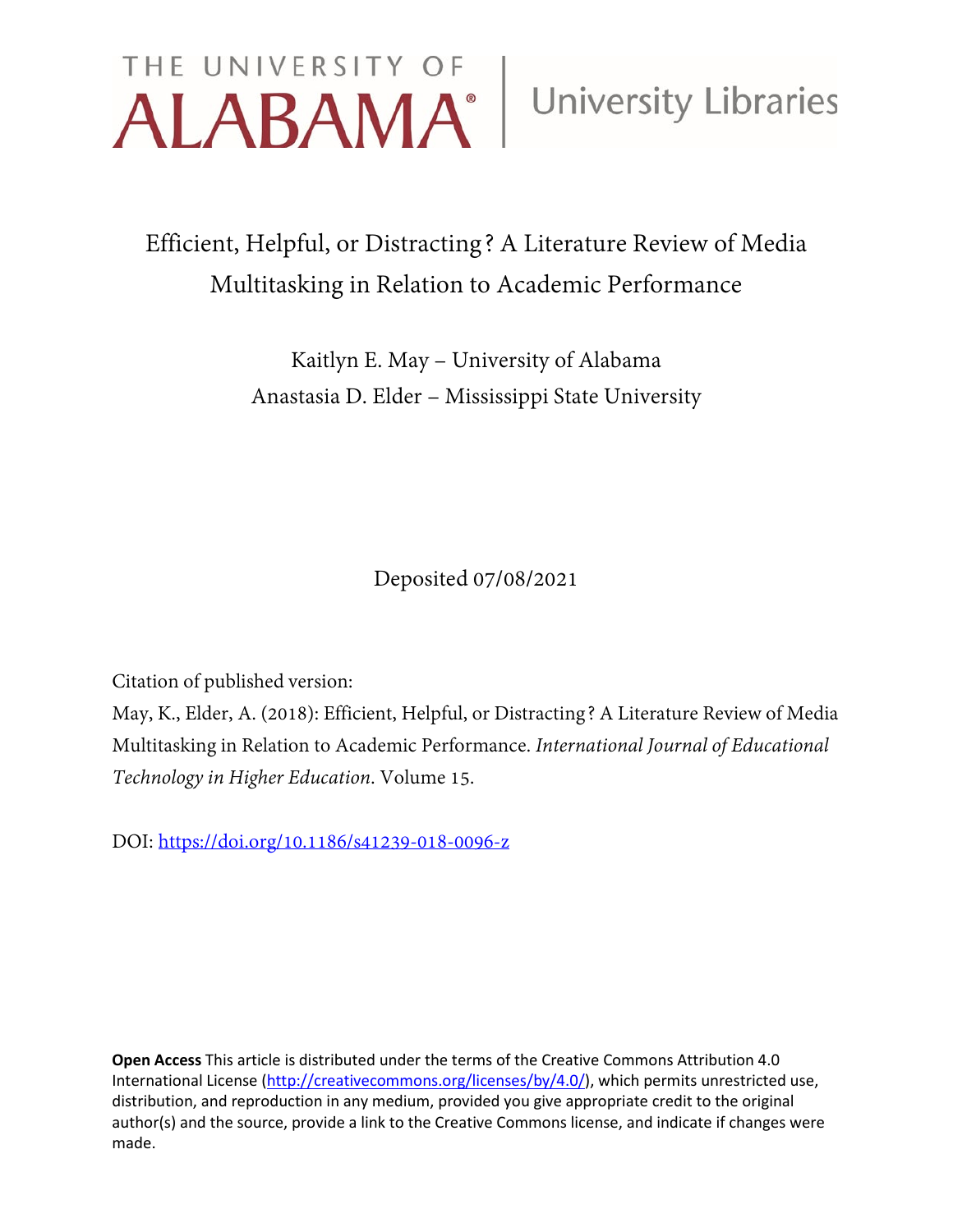THE UNIVERSITY OF ALABAMA® | University Libraries

# Efficient, Helpful, or Distracting? A Literature Review of Media Multitasking in Relation to Academic Performance

Kaitlyn E. May – University of Alabama
Anastasia D. Elder – Mississippi State University

Deposited 07/08/2021

Citation of published version:

May, K., Elder, A. (2018): Efficient, Helpful, or Distracting? A Literature Review of Media Multitasking in Relation to Academic Performance. *International Journal of Educational Technology in Higher Education*. Volume 15.

DOI: https://doi.org/10.1186/s41239-018-0096-z

**Open Access** This article is distributed under the terms of the Creative Commons Attribution 4.0 International License (http://creativecommons.org/licenses/by/4.0/), which permits unrestricted use, distribution, and reproduction in any medium, provided you give appropriate credit to the original author(s) and the source, provide a link to the Creative Commons license, and indicate if changes were made.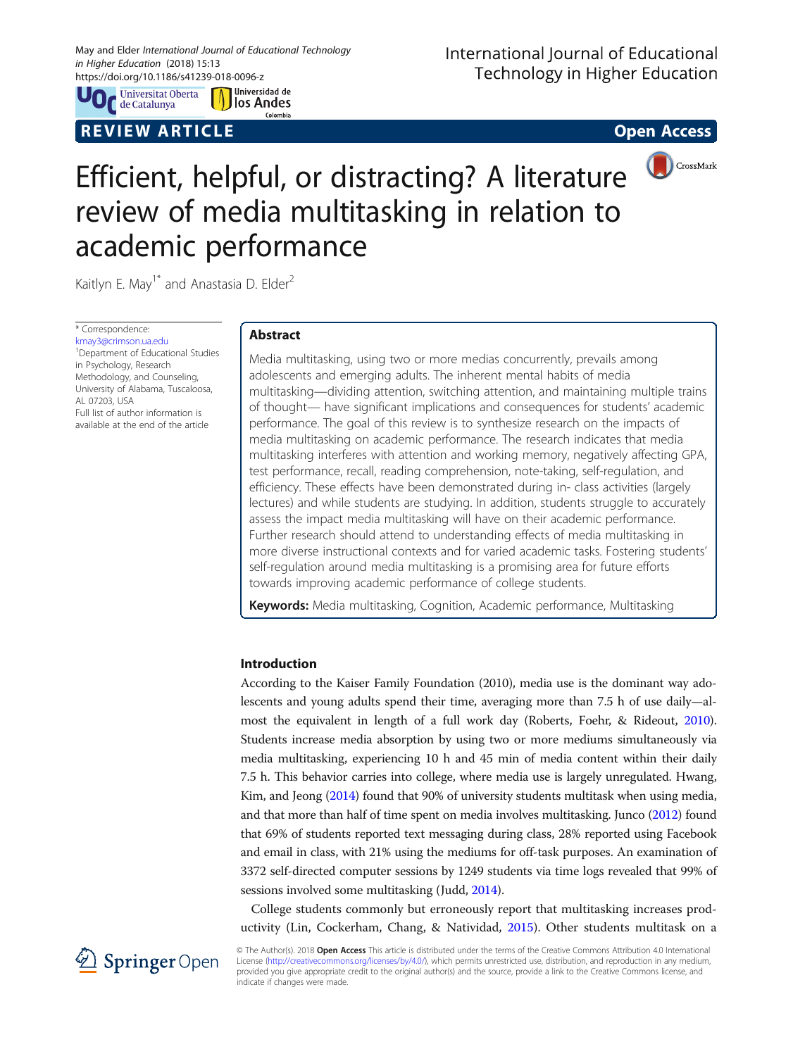# Efficient, helpful, or distracting? A literature review of media multitasking in relation to academic performance

Kaitlyn E. May[1*] and Anastasia D. Elder[2]

\* Correspondence: kmay3@crimson.ua.edu
[1]Department of Educational Studies in Psychology, Research Methodology, and Counseling, University of Alabama, Tuscaloosa, AL 07203, USA
Full list of author information is available at the end of the article

## Abstract

Media multitasking, using two or more medias concurrently, prevails among adolescents and emerging adults. The inherent mental habits of media multitasking—dividing attention, switching attention, and maintaining multiple trains of thought— have significant implications and consequences for students' academic performance. The goal of this review is to synthesize research on the impacts of media multitasking on academic performance. The research indicates that media multitasking interferes with attention and working memory, negatively affecting GPA, test performance, recall, reading comprehension, note-taking, self-regulation, and efficiency. These effects have been demonstrated during in- class activities (largely lectures) and while students are studying. In addition, students struggle to accurately assess the impact media multitasking will have on their academic performance. Further research should attend to understanding effects of media multitasking in more diverse instructional contexts and for varied academic tasks. Fostering students' self-regulation around media multitasking is a promising area for future efforts towards improving academic performance of college students.

**Keywords:** Media multitasking, Cognition, Academic performance, Multitasking

## Introduction

According to the Kaiser Family Foundation (2010), media use is the dominant way adolescents and young adults spend their time, averaging more than 7.5 h of use daily—almost the equivalent in length of a full work day (Roberts, Foehr, & Rideout, 2010). Students increase media absorption by using two or more mediums simultaneously via media multitasking, experiencing 10 h and 45 min of media content within their daily 7.5 h. This behavior carries into college, where media use is largely unregulated. Hwang, Kim, and Jeong (2014) found that 90% of university students multitask when using media, and that more than half of time spent on media involves multitasking. Junco (2012) found that 69% of students reported text messaging during class, 28% reported using Facebook and email in class, with 21% using the mediums for off-task purposes. An examination of 3372 self-directed computer sessions by 1249 students via time logs revealed that 99% of sessions involved some multitasking (Judd, 2014).

College students commonly but erroneously report that multitasking increases productivity (Lin, Cockerham, Chang, & Natividad, 2015). Other students multitask on a

© The Author(s). 2018 **Open Access** This article is distributed under the terms of the Creative Commons Attribution 4.0 International License (http://creativecommons.org/licenses/by/4.0/), which permits unrestricted use, distribution, and reproduction in any medium, provided you give appropriate credit to the original author(s) and the source, provide a link to the Creative Commons license, and indicate if changes were made.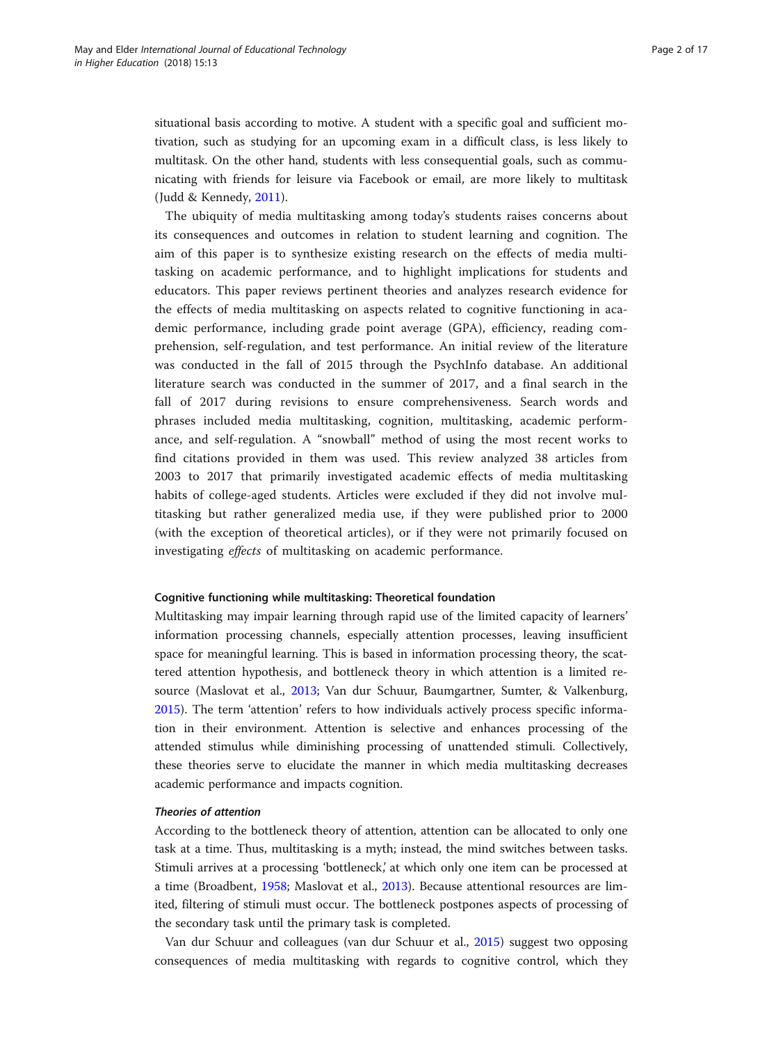situational basis according to motive. A student with a specific goal and sufficient motivation, such as studying for an upcoming exam in a difficult class, is less likely to multitask. On the other hand, students with less consequential goals, such as communicating with friends for leisure via Facebook or email, are more likely to multitask (Judd & Kennedy, 2011).

The ubiquity of media multitasking among today's students raises concerns about its consequences and outcomes in relation to student learning and cognition. The aim of this paper is to synthesize existing research on the effects of media multitasking on academic performance, and to highlight implications for students and educators. This paper reviews pertinent theories and analyzes research evidence for the effects of media multitasking on aspects related to cognitive functioning in academic performance, including grade point average (GPA), efficiency, reading comprehension, self-regulation, and test performance. An initial review of the literature was conducted in the fall of 2015 through the PsychInfo database. An additional literature search was conducted in the summer of 2017, and a final search in the fall of 2017 during revisions to ensure comprehensiveness. Search words and phrases included media multitasking, cognition, multitasking, academic performance, and self-regulation. A "snowball" method of using the most recent works to find citations provided in them was used. This review analyzed 38 articles from 2003 to 2017 that primarily investigated academic effects of media multitasking habits of college-aged students. Articles were excluded if they did not involve multitasking but rather generalized media use, if they were published prior to 2000 (with the exception of theoretical articles), or if they were not primarily focused on investigating *effects* of multitasking on academic performance.

#### Cognitive functioning while multitasking: Theoretical foundation

Multitasking may impair learning through rapid use of the limited capacity of learners' information processing channels, especially attention processes, leaving insufficient space for meaningful learning. This is based in information processing theory, the scattered attention hypothesis, and bottleneck theory in which attention is a limited resource (Maslovat et al., 2013; Van dur Schuur, Baumgartner, Sumter, & Valkenburg, 2015). The term 'attention' refers to how individuals actively process specific information in their environment. Attention is selective and enhances processing of the attended stimulus while diminishing processing of unattended stimuli. Collectively, these theories serve to elucidate the manner in which media multitasking decreases academic performance and impacts cognition.

##### *Theories of attention*

According to the bottleneck theory of attention, attention can be allocated to only one task at a time. Thus, multitasking is a myth; instead, the mind switches between tasks. Stimuli arrives at a processing 'bottleneck,' at which only one item can be processed at a time (Broadbent, 1958; Maslovat et al., 2013). Because attentional resources are limited, filtering of stimuli must occur. The bottleneck postpones aspects of processing of the secondary task until the primary task is completed.

Van dur Schuur and colleagues (van dur Schuur et al., 2015) suggest two opposing consequences of media multitasking with regards to cognitive control, which they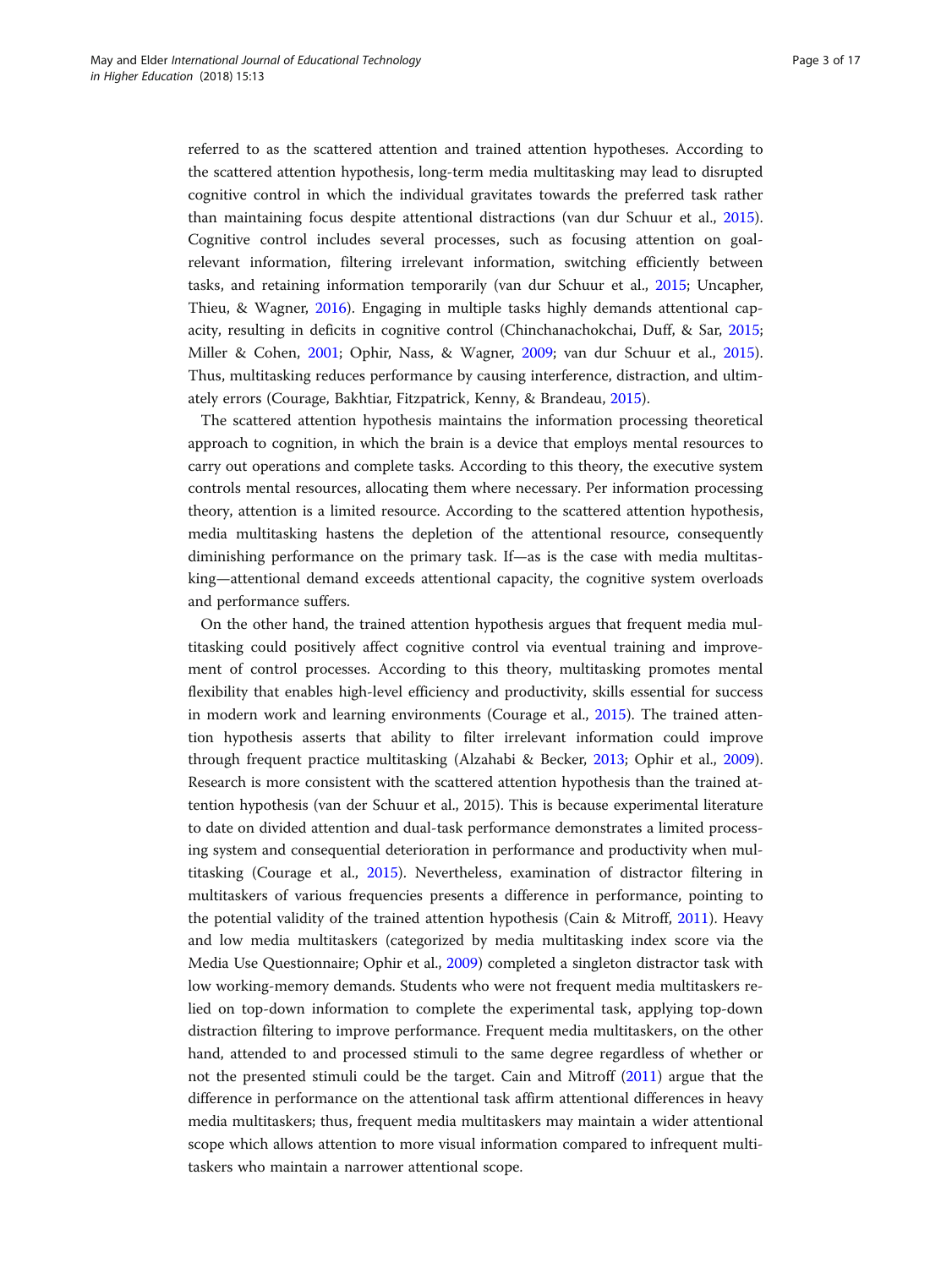referred to as the scattered attention and trained attention hypotheses. According to the scattered attention hypothesis, long-term media multitasking may lead to disrupted cognitive control in which the individual gravitates towards the preferred task rather than maintaining focus despite attentional distractions (van dur Schuur et al., 2015). Cognitive control includes several processes, such as focusing attention on goal-relevant information, filtering irrelevant information, switching efficiently between tasks, and retaining information temporarily (van dur Schuur et al., 2015; Uncapher, Thieu, & Wagner, 2016). Engaging in multiple tasks highly demands attentional capacity, resulting in deficits in cognitive control (Chinchanachokchai, Duff, & Sar, 2015; Miller & Cohen, 2001; Ophir, Nass, & Wagner, 2009; van dur Schuur et al., 2015). Thus, multitasking reduces performance by causing interference, distraction, and ultimately errors (Courage, Bakhtiar, Fitzpatrick, Kenny, & Brandeau, 2015).

The scattered attention hypothesis maintains the information processing theoretical approach to cognition, in which the brain is a device that employs mental resources to carry out operations and complete tasks. According to this theory, the executive system controls mental resources, allocating them where necessary. Per information processing theory, attention is a limited resource. According to the scattered attention hypothesis, media multitasking hastens the depletion of the attentional resource, consequently diminishing performance on the primary task. If—as is the case with media multitasking—attentional demand exceeds attentional capacity, the cognitive system overloads and performance suffers.

On the other hand, the trained attention hypothesis argues that frequent media multitasking could positively affect cognitive control via eventual training and improvement of control processes. According to this theory, multitasking promotes mental flexibility that enables high-level efficiency and productivity, skills essential for success in modern work and learning environments (Courage et al., 2015). The trained attention hypothesis asserts that ability to filter irrelevant information could improve through frequent practice multitasking (Alzahabi & Becker, 2013; Ophir et al., 2009). Research is more consistent with the scattered attention hypothesis than the trained attention hypothesis (van der Schuur et al., 2015). This is because experimental literature to date on divided attention and dual-task performance demonstrates a limited processing system and consequential deterioration in performance and productivity when multitasking (Courage et al., 2015). Nevertheless, examination of distractor filtering in multitaskers of various frequencies presents a difference in performance, pointing to the potential validity of the trained attention hypothesis (Cain & Mitroff, 2011). Heavy and low media multitaskers (categorized by media multitasking index score via the Media Use Questionnaire; Ophir et al., 2009) completed a singleton distractor task with low working-memory demands. Students who were not frequent media multitaskers relied on top-down information to complete the experimental task, applying top-down distraction filtering to improve performance. Frequent media multitaskers, on the other hand, attended to and processed stimuli to the same degree regardless of whether or not the presented stimuli could be the target. Cain and Mitroff (2011) argue that the difference in performance on the attentional task affirm attentional differences in heavy media multitaskers; thus, frequent media multitaskers may maintain a wider attentional scope which allows attention to more visual information compared to infrequent multitaskers who maintain a narrower attentional scope.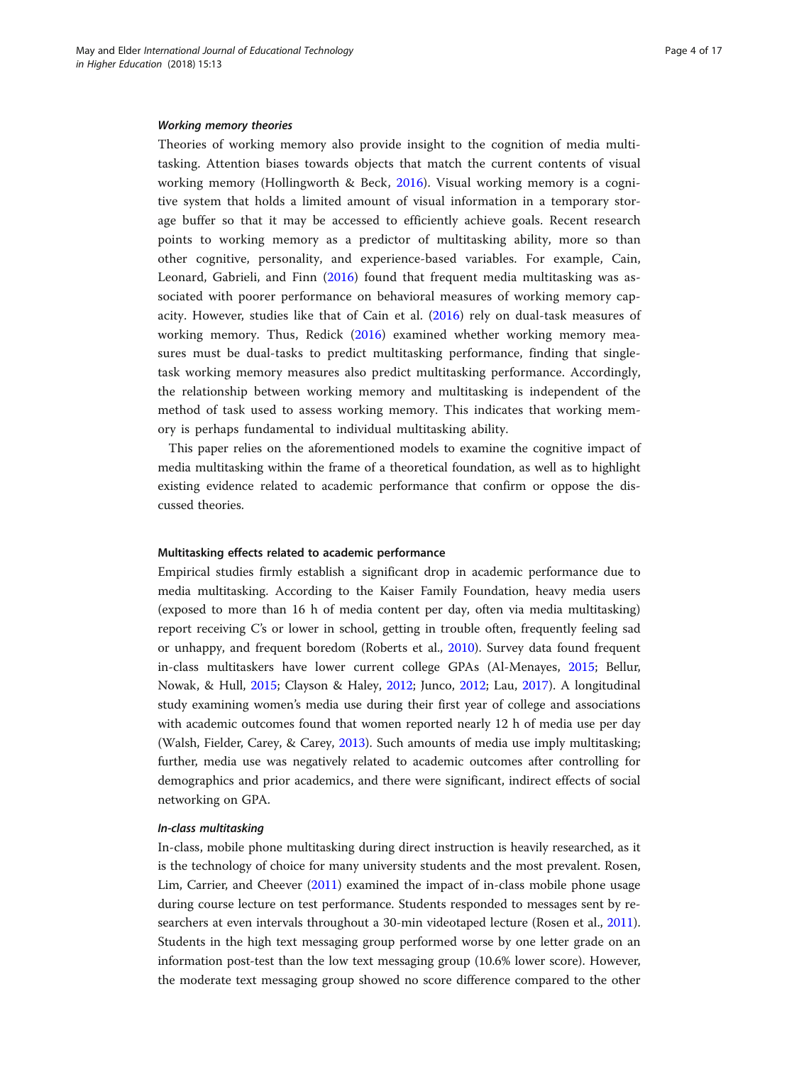#### *Working memory theories*

Theories of working memory also provide insight to the cognition of media multitasking. Attention biases towards objects that match the current contents of visual working memory (Hollingworth & Beck, 2016). Visual working memory is a cognitive system that holds a limited amount of visual information in a temporary storage buffer so that it may be accessed to efficiently achieve goals. Recent research points to working memory as a predictor of multitasking ability, more so than other cognitive, personality, and experience-based variables. For example, Cain, Leonard, Gabrieli, and Finn (2016) found that frequent media multitasking was associated with poorer performance on behavioral measures of working memory capacity. However, studies like that of Cain et al. (2016) rely on dual-task measures of working memory. Thus, Redick (2016) examined whether working memory measures must be dual-tasks to predict multitasking performance, finding that single-task working memory measures also predict multitasking performance. Accordingly, the relationship between working memory and multitasking is independent of the method of task used to assess working memory. This indicates that working memory is perhaps fundamental to individual multitasking ability.

This paper relies on the aforementioned models to examine the cognitive impact of media multitasking within the frame of a theoretical foundation, as well as to highlight existing evidence related to academic performance that confirm or oppose the discussed theories.

### Multitasking effects related to academic performance

Empirical studies firmly establish a significant drop in academic performance due to media multitasking. According to the Kaiser Family Foundation, heavy media users (exposed to more than 16 h of media content per day, often via media multitasking) report receiving C's or lower in school, getting in trouble often, frequently feeling sad or unhappy, and frequent boredom (Roberts et al., 2010). Survey data found frequent in-class multitaskers have lower current college GPAs (Al-Menayes, 2015; Bellur, Nowak, & Hull, 2015; Clayson & Haley, 2012; Junco, 2012; Lau, 2017). A longitudinal study examining women's media use during their first year of college and associations with academic outcomes found that women reported nearly 12 h of media use per day (Walsh, Fielder, Carey, & Carey, 2013). Such amounts of media use imply multitasking; further, media use was negatively related to academic outcomes after controlling for demographics and prior academics, and there were significant, indirect effects of social networking on GPA.

#### *In-class multitasking*

In-class, mobile phone multitasking during direct instruction is heavily researched, as it is the technology of choice for many university students and the most prevalent. Rosen, Lim, Carrier, and Cheever (2011) examined the impact of in-class mobile phone usage during course lecture on test performance. Students responded to messages sent by researchers at even intervals throughout a 30-min videotaped lecture (Rosen et al., 2011). Students in the high text messaging group performed worse by one letter grade on an information post-test than the low text messaging group (10.6% lower score). However, the moderate text messaging group showed no score difference compared to the other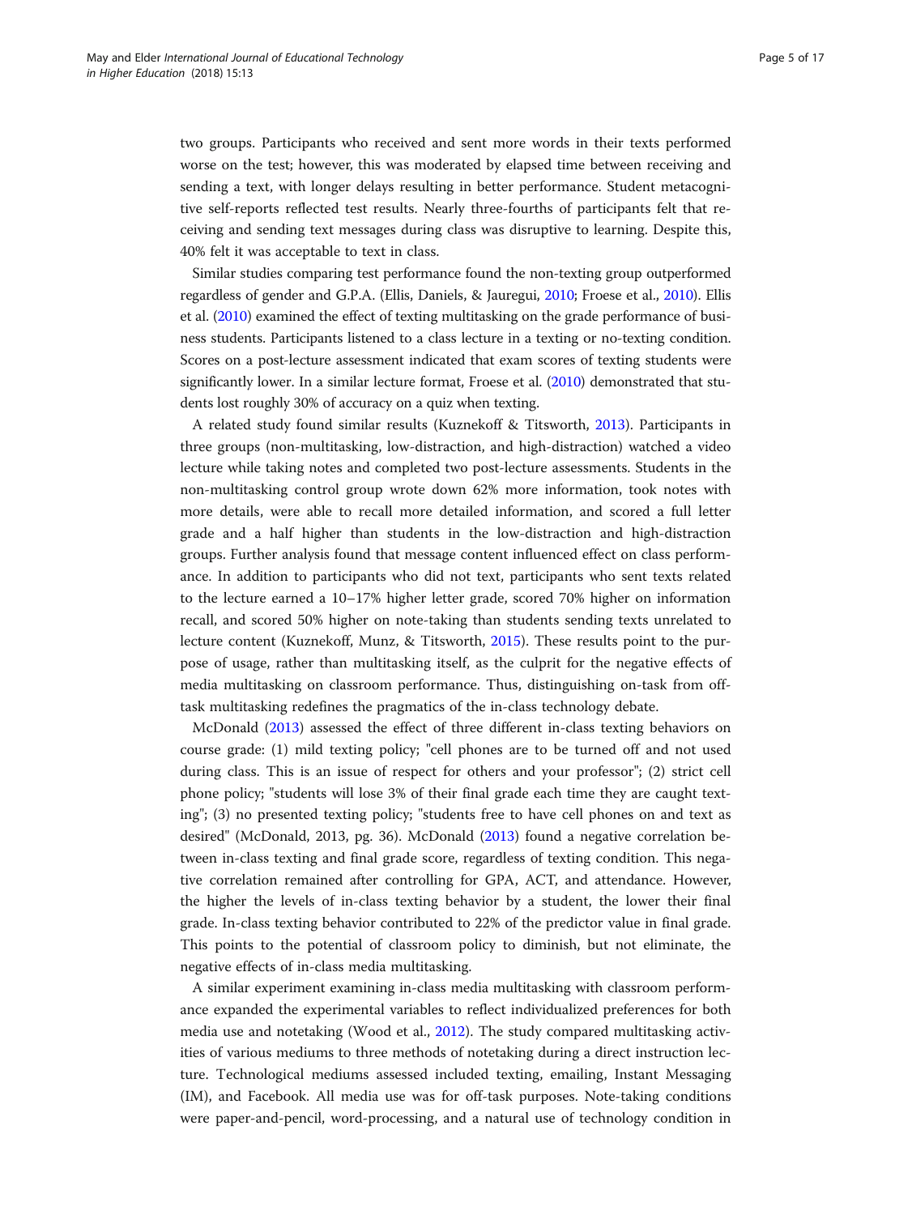two groups. Participants who received and sent more words in their texts performed worse on the test; however, this was moderated by elapsed time between receiving and sending a text, with longer delays resulting in better performance. Student metacognitive self-reports reflected test results. Nearly three-fourths of participants felt that receiving and sending text messages during class was disruptive to learning. Despite this, 40% felt it was acceptable to text in class.

Similar studies comparing test performance found the non-texting group outperformed regardless of gender and G.P.A. (Ellis, Daniels, & Jauregui, 2010; Froese et al., 2010). Ellis et al. (2010) examined the effect of texting multitasking on the grade performance of business students. Participants listened to a class lecture in a texting or no-texting condition. Scores on a post-lecture assessment indicated that exam scores of texting students were significantly lower. In a similar lecture format, Froese et al. (2010) demonstrated that students lost roughly 30% of accuracy on a quiz when texting.

A related study found similar results (Kuznekoff & Titsworth, 2013). Participants in three groups (non-multitasking, low-distraction, and high-distraction) watched a video lecture while taking notes and completed two post-lecture assessments. Students in the non-multitasking control group wrote down 62% more information, took notes with more details, were able to recall more detailed information, and scored a full letter grade and a half higher than students in the low-distraction and high-distraction groups. Further analysis found that message content influenced effect on class performance. In addition to participants who did not text, participants who sent texts related to the lecture earned a 10–17% higher letter grade, scored 70% higher on information recall, and scored 50% higher on note-taking than students sending texts unrelated to lecture content (Kuznekoff, Munz, & Titsworth, 2015). These results point to the purpose of usage, rather than multitasking itself, as the culprit for the negative effects of media multitasking on classroom performance. Thus, distinguishing on-task from off-task multitasking redefines the pragmatics of the in-class technology debate.

McDonald (2013) assessed the effect of three different in-class texting behaviors on course grade: (1) mild texting policy; "cell phones are to be turned off and not used during class. This is an issue of respect for others and your professor"; (2) strict cell phone policy; "students will lose 3% of their final grade each time they are caught texting"; (3) no presented texting policy; "students free to have cell phones on and text as desired" (McDonald, 2013, pg. 36). McDonald (2013) found a negative correlation between in-class texting and final grade score, regardless of texting condition. This negative correlation remained after controlling for GPA, ACT, and attendance. However, the higher the levels of in-class texting behavior by a student, the lower their final grade. In-class texting behavior contributed to 22% of the predictor value in final grade. This points to the potential of classroom policy to diminish, but not eliminate, the negative effects of in-class media multitasking.

A similar experiment examining in-class media multitasking with classroom performance expanded the experimental variables to reflect individualized preferences for both media use and notetaking (Wood et al., 2012). The study compared multitasking activities of various mediums to three methods of notetaking during a direct instruction lecture. Technological mediums assessed included texting, emailing, Instant Messaging (IM), and Facebook. All media use was for off-task purposes. Note-taking conditions were paper-and-pencil, word-processing, and a natural use of technology condition in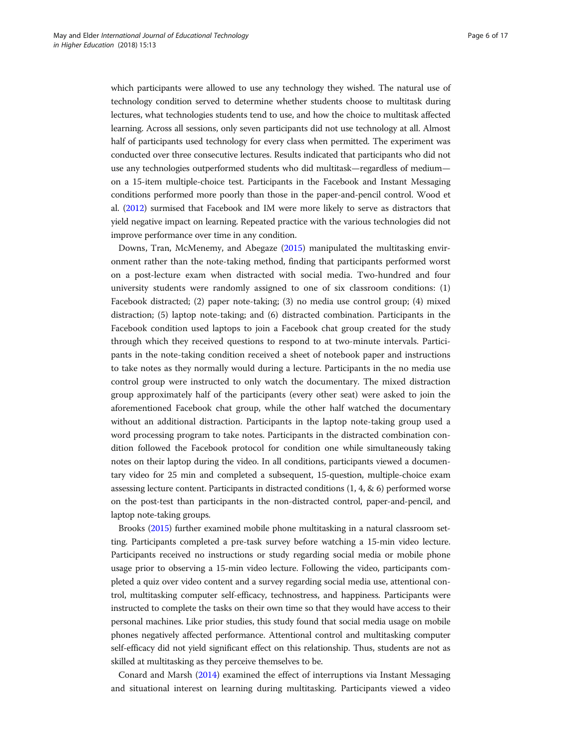which participants were allowed to use any technology they wished. The natural use of technology condition served to determine whether students choose to multitask during lectures, what technologies students tend to use, and how the choice to multitask affected learning. Across all sessions, only seven participants did not use technology at all. Almost half of participants used technology for every class when permitted. The experiment was conducted over three consecutive lectures. Results indicated that participants who did not use any technologies outperformed students who did multitask—regardless of medium—on a 15-item multiple-choice test. Participants in the Facebook and Instant Messaging conditions performed more poorly than those in the paper-and-pencil control. Wood et al. (2012) surmised that Facebook and IM were more likely to serve as distractors that yield negative impact on learning. Repeated practice with the various technologies did not improve performance over time in any condition.

Downs, Tran, McMenemy, and Abegaze (2015) manipulated the multitasking environment rather than the note-taking method, finding that participants performed worst on a post-lecture exam when distracted with social media. Two-hundred and four university students were randomly assigned to one of six classroom conditions: (1) Facebook distracted; (2) paper note-taking; (3) no media use control group; (4) mixed distraction; (5) laptop note-taking; and (6) distracted combination. Participants in the Facebook condition used laptops to join a Facebook chat group created for the study through which they received questions to respond to at two-minute intervals. Participants in the note-taking condition received a sheet of notebook paper and instructions to take notes as they normally would during a lecture. Participants in the no media use control group were instructed to only watch the documentary. The mixed distraction group approximately half of the participants (every other seat) were asked to join the aforementioned Facebook chat group, while the other half watched the documentary without an additional distraction. Participants in the laptop note-taking group used a word processing program to take notes. Participants in the distracted combination condition followed the Facebook protocol for condition one while simultaneously taking notes on their laptop during the video. In all conditions, participants viewed a documentary video for 25 min and completed a subsequent, 15-question, multiple-choice exam assessing lecture content. Participants in distracted conditions (1, 4, & 6) performed worse on the post-test than participants in the non-distracted control, paper-and-pencil, and laptop note-taking groups.

Brooks (2015) further examined mobile phone multitasking in a natural classroom setting. Participants completed a pre-task survey before watching a 15-min video lecture. Participants received no instructions or study regarding social media or mobile phone usage prior to observing a 15-min video lecture. Following the video, participants completed a quiz over video content and a survey regarding social media use, attentional control, multitasking computer self-efficacy, technostress, and happiness. Participants were instructed to complete the tasks on their own time so that they would have access to their personal machines. Like prior studies, this study found that social media usage on mobile phones negatively affected performance. Attentional control and multitasking computer self-efficacy did not yield significant effect on this relationship. Thus, students are not as skilled at multitasking as they perceive themselves to be.

Conard and Marsh (2014) examined the effect of interruptions via Instant Messaging and situational interest on learning during multitasking. Participants viewed a video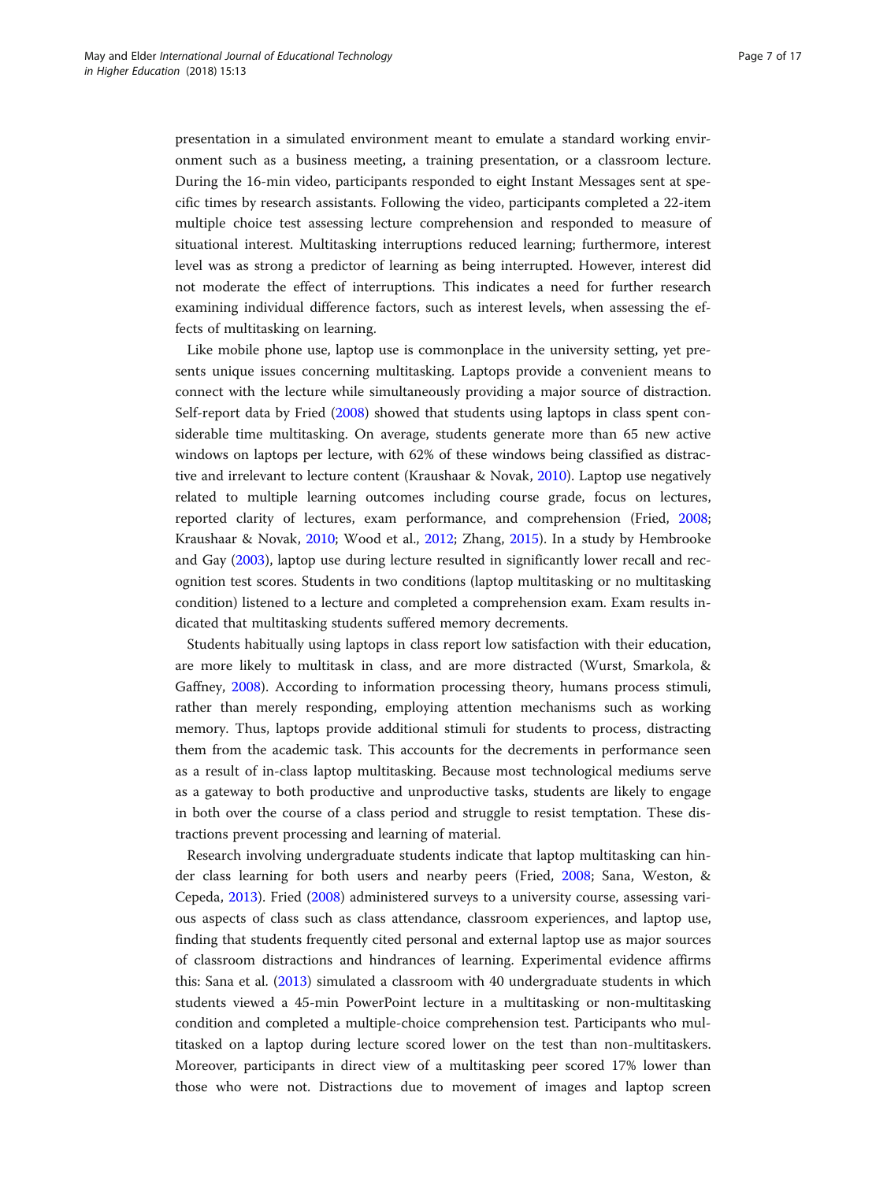presentation in a simulated environment meant to emulate a standard working environment such as a business meeting, a training presentation, or a classroom lecture. During the 16-min video, participants responded to eight Instant Messages sent at specific times by research assistants. Following the video, participants completed a 22-item multiple choice test assessing lecture comprehension and responded to measure of situational interest. Multitasking interruptions reduced learning; furthermore, interest level was as strong a predictor of learning as being interrupted. However, interest did not moderate the effect of interruptions. This indicates a need for further research examining individual difference factors, such as interest levels, when assessing the effects of multitasking on learning.

Like mobile phone use, laptop use is commonplace in the university setting, yet presents unique issues concerning multitasking. Laptops provide a convenient means to connect with the lecture while simultaneously providing a major source of distraction. Self-report data by Fried (2008) showed that students using laptops in class spent considerable time multitasking. On average, students generate more than 65 new active windows on laptops per lecture, with 62% of these windows being classified as distractive and irrelevant to lecture content (Kraushaar & Novak, 2010). Laptop use negatively related to multiple learning outcomes including course grade, focus on lectures, reported clarity of lectures, exam performance, and comprehension (Fried, 2008; Kraushaar & Novak, 2010; Wood et al., 2012; Zhang, 2015). In a study by Hembrooke and Gay (2003), laptop use during lecture resulted in significantly lower recall and recognition test scores. Students in two conditions (laptop multitasking or no multitasking condition) listened to a lecture and completed a comprehension exam. Exam results indicated that multitasking students suffered memory decrements.

Students habitually using laptops in class report low satisfaction with their education, are more likely to multitask in class, and are more distracted (Wurst, Smarkola, & Gaffney, 2008). According to information processing theory, humans process stimuli, rather than merely responding, employing attention mechanisms such as working memory. Thus, laptops provide additional stimuli for students to process, distracting them from the academic task. This accounts for the decrements in performance seen as a result of in-class laptop multitasking. Because most technological mediums serve as a gateway to both productive and unproductive tasks, students are likely to engage in both over the course of a class period and struggle to resist temptation. These distractions prevent processing and learning of material.

Research involving undergraduate students indicate that laptop multitasking can hinder class learning for both users and nearby peers (Fried, 2008; Sana, Weston, & Cepeda, 2013). Fried (2008) administered surveys to a university course, assessing various aspects of class such as class attendance, classroom experiences, and laptop use, finding that students frequently cited personal and external laptop use as major sources of classroom distractions and hindrances of learning. Experimental evidence affirms this: Sana et al. (2013) simulated a classroom with 40 undergraduate students in which students viewed a 45-min PowerPoint lecture in a multitasking or non-multitasking condition and completed a multiple-choice comprehension test. Participants who multitasked on a laptop during lecture scored lower on the test than non-multitaskers. Moreover, participants in direct view of a multitasking peer scored 17% lower than those who were not. Distractions due to movement of images and laptop screen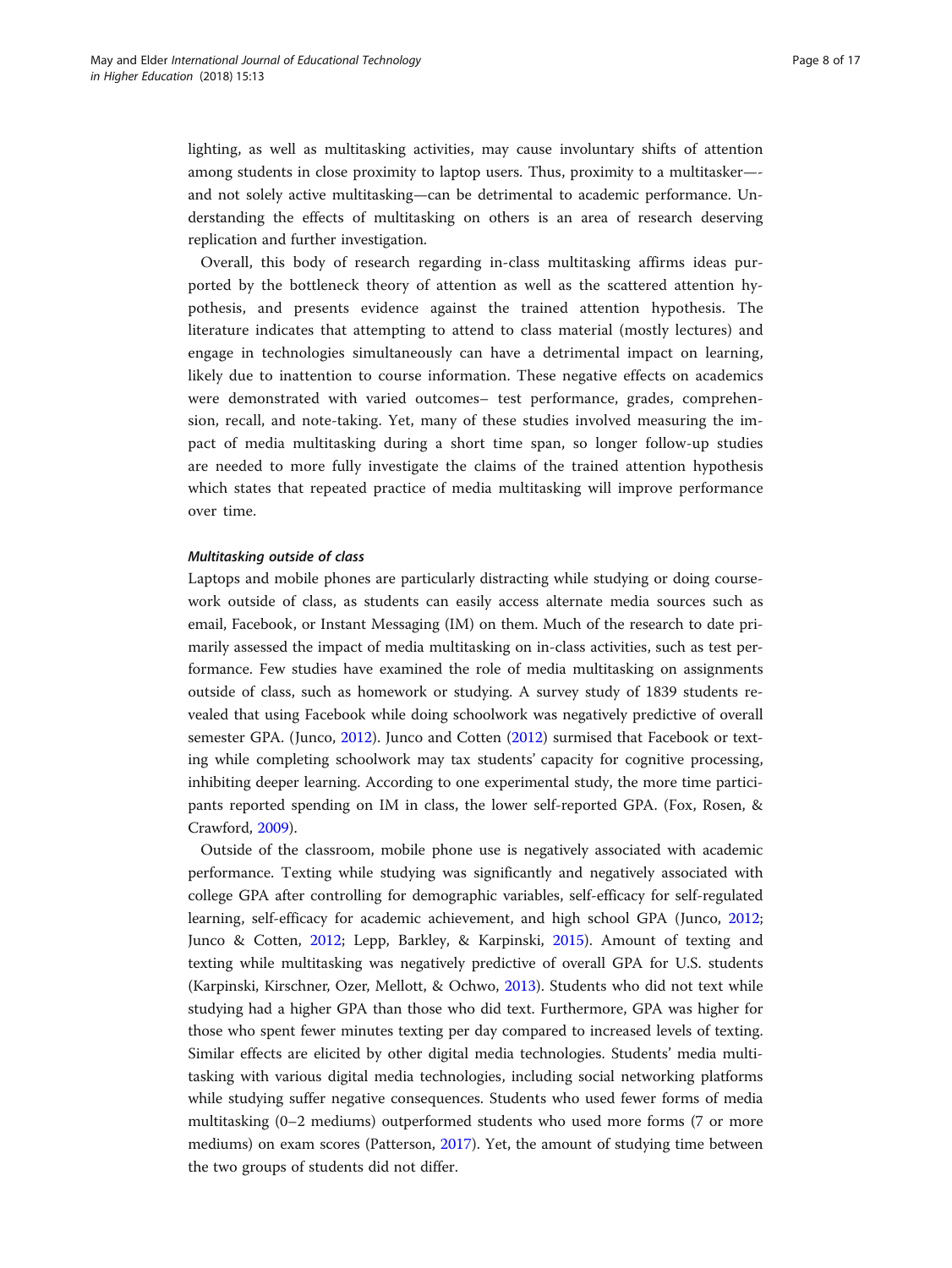lighting, as well as multitasking activities, may cause involuntary shifts of attention among students in close proximity to laptop users. Thus, proximity to a multitasker—-and not solely active multitasking—can be detrimental to academic performance. Understanding the effects of multitasking on others is an area of research deserving replication and further investigation.

Overall, this body of research regarding in-class multitasking affirms ideas purported by the bottleneck theory of attention as well as the scattered attention hypothesis, and presents evidence against the trained attention hypothesis. The literature indicates that attempting to attend to class material (mostly lectures) and engage in technologies simultaneously can have a detrimental impact on learning, likely due to inattention to course information. These negative effects on academics were demonstrated with varied outcomes– test performance, grades, comprehension, recall, and note-taking. Yet, many of these studies involved measuring the impact of media multitasking during a short time span, so longer follow-up studies are needed to more fully investigate the claims of the trained attention hypothesis which states that repeated practice of media multitasking will improve performance over time.

#### *Multitasking outside of class*

Laptops and mobile phones are particularly distracting while studying or doing coursework outside of class, as students can easily access alternate media sources such as email, Facebook, or Instant Messaging (IM) on them. Much of the research to date primarily assessed the impact of media multitasking on in-class activities, such as test performance. Few studies have examined the role of media multitasking on assignments outside of class, such as homework or studying. A survey study of 1839 students revealed that using Facebook while doing schoolwork was negatively predictive of overall semester GPA. (Junco, 2012). Junco and Cotten (2012) surmised that Facebook or texting while completing schoolwork may tax students' capacity for cognitive processing, inhibiting deeper learning. According to one experimental study, the more time participants reported spending on IM in class, the lower self-reported GPA. (Fox, Rosen, & Crawford, 2009).

Outside of the classroom, mobile phone use is negatively associated with academic performance. Texting while studying was significantly and negatively associated with college GPA after controlling for demographic variables, self-efficacy for self-regulated learning, self-efficacy for academic achievement, and high school GPA (Junco, 2012; Junco & Cotten, 2012; Lepp, Barkley, & Karpinski, 2015). Amount of texting and texting while multitasking was negatively predictive of overall GPA for U.S. students (Karpinski, Kirschner, Ozer, Mellott, & Ochwo, 2013). Students who did not text while studying had a higher GPA than those who did text. Furthermore, GPA was higher for those who spent fewer minutes texting per day compared to increased levels of texting. Similar effects are elicited by other digital media technologies. Students' media multitasking with various digital media technologies, including social networking platforms while studying suffer negative consequences. Students who used fewer forms of media multitasking (0–2 mediums) outperformed students who used more forms (7 or more mediums) on exam scores (Patterson, 2017). Yet, the amount of studying time between the two groups of students did not differ.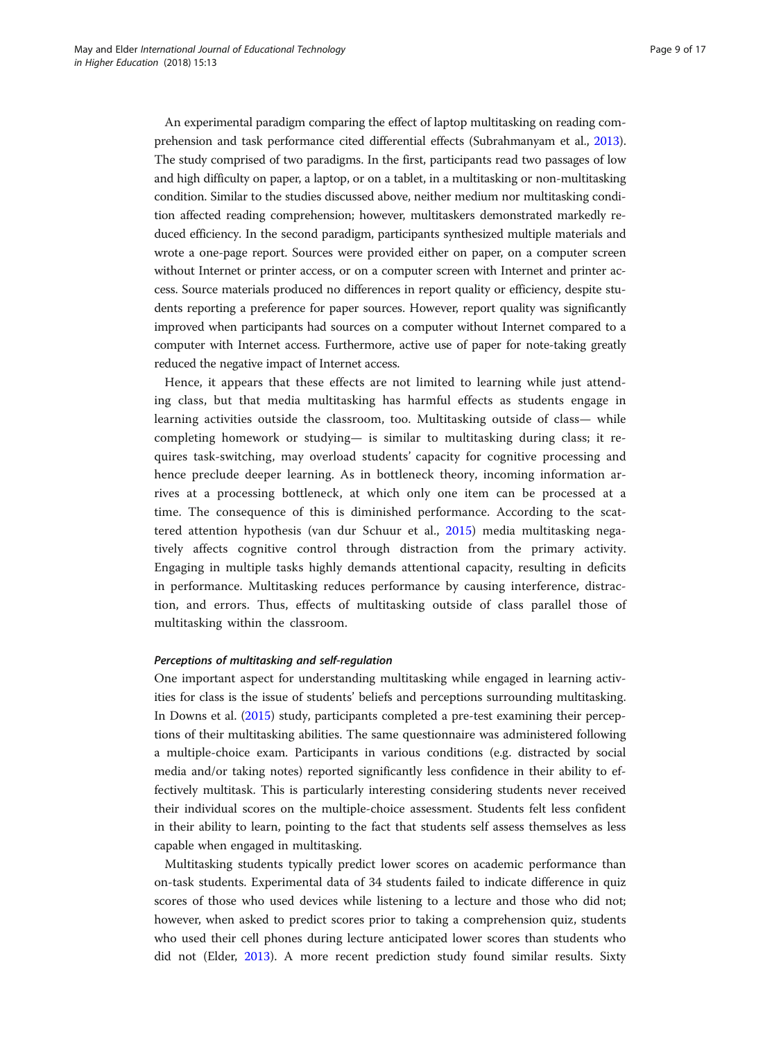An experimental paradigm comparing the effect of laptop multitasking on reading comprehension and task performance cited differential effects (Subrahmanyam et al., 2013). The study comprised of two paradigms. In the first, participants read two passages of low and high difficulty on paper, a laptop, or on a tablet, in a multitasking or non-multitasking condition. Similar to the studies discussed above, neither medium nor multitasking condition affected reading comprehension; however, multitaskers demonstrated markedly reduced efficiency. In the second paradigm, participants synthesized multiple materials and wrote a one-page report. Sources were provided either on paper, on a computer screen without Internet or printer access, or on a computer screen with Internet and printer access. Source materials produced no differences in report quality or efficiency, despite students reporting a preference for paper sources. However, report quality was significantly improved when participants had sources on a computer without Internet compared to a computer with Internet access. Furthermore, active use of paper for note-taking greatly reduced the negative impact of Internet access.

Hence, it appears that these effects are not limited to learning while just attending class, but that media multitasking has harmful effects as students engage in learning activities outside the classroom, too. Multitasking outside of class— while completing homework or studying— is similar to multitasking during class; it requires task-switching, may overload students' capacity for cognitive processing and hence preclude deeper learning. As in bottleneck theory, incoming information arrives at a processing bottleneck, at which only one item can be processed at a time. The consequence of this is diminished performance. According to the scattered attention hypothesis (van dur Schuur et al., 2015) media multitasking negatively affects cognitive control through distraction from the primary activity. Engaging in multiple tasks highly demands attentional capacity, resulting in deficits in performance. Multitasking reduces performance by causing interference, distraction, and errors. Thus, effects of multitasking outside of class parallel those of multitasking within the classroom.

#### *Perceptions of multitasking and self-regulation*

One important aspect for understanding multitasking while engaged in learning activities for class is the issue of students' beliefs and perceptions surrounding multitasking. In Downs et al. (2015) study, participants completed a pre-test examining their perceptions of their multitasking abilities. The same questionnaire was administered following a multiple-choice exam. Participants in various conditions (e.g. distracted by social media and/or taking notes) reported significantly less confidence in their ability to effectively multitask. This is particularly interesting considering students never received their individual scores on the multiple-choice assessment. Students felt less confident in their ability to learn, pointing to the fact that students self assess themselves as less capable when engaged in multitasking.

Multitasking students typically predict lower scores on academic performance than on-task students. Experimental data of 34 students failed to indicate difference in quiz scores of those who used devices while listening to a lecture and those who did not; however, when asked to predict scores prior to taking a comprehension quiz, students who used their cell phones during lecture anticipated lower scores than students who did not (Elder, 2013). A more recent prediction study found similar results. Sixty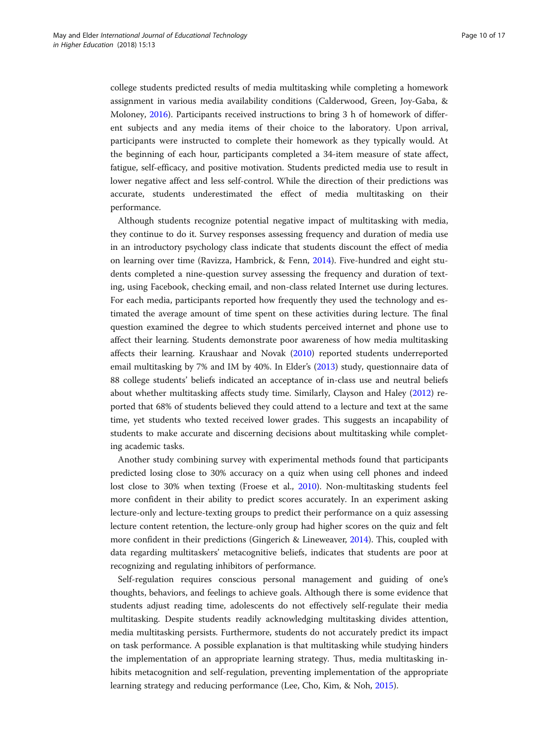college students predicted results of media multitasking while completing a homework assignment in various media availability conditions (Calderwood, Green, Joy-Gaba, & Moloney, 2016). Participants received instructions to bring 3 h of homework of different subjects and any media items of their choice to the laboratory. Upon arrival, participants were instructed to complete their homework as they typically would. At the beginning of each hour, participants completed a 34-item measure of state affect, fatigue, self-efficacy, and positive motivation. Students predicted media use to result in lower negative affect and less self-control. While the direction of their predictions was accurate, students underestimated the effect of media multitasking on their performance.

Although students recognize potential negative impact of multitasking with media, they continue to do it. Survey responses assessing frequency and duration of media use in an introductory psychology class indicate that students discount the effect of media on learning over time (Ravizza, Hambrick, & Fenn, 2014). Five-hundred and eight students completed a nine-question survey assessing the frequency and duration of texting, using Facebook, checking email, and non-class related Internet use during lectures. For each media, participants reported how frequently they used the technology and estimated the average amount of time spent on these activities during lecture. The final question examined the degree to which students perceived internet and phone use to affect their learning. Students demonstrate poor awareness of how media multitasking affects their learning. Kraushaar and Novak (2010) reported students underreported email multitasking by 7% and IM by 40%. In Elder's (2013) study, questionnaire data of 88 college students' beliefs indicated an acceptance of in-class use and neutral beliefs about whether multitasking affects study time. Similarly, Clayson and Haley (2012) reported that 68% of students believed they could attend to a lecture and text at the same time, yet students who texted received lower grades. This suggests an incapability of students to make accurate and discerning decisions about multitasking while completing academic tasks.

Another study combining survey with experimental methods found that participants predicted losing close to 30% accuracy on a quiz when using cell phones and indeed lost close to 30% when texting (Froese et al., 2010). Non-multitasking students feel more confident in their ability to predict scores accurately. In an experiment asking lecture-only and lecture-texting groups to predict their performance on a quiz assessing lecture content retention, the lecture-only group had higher scores on the quiz and felt more confident in their predictions (Gingerich & Lineweaver, 2014). This, coupled with data regarding multitaskers' metacognitive beliefs, indicates that students are poor at recognizing and regulating inhibitors of performance.

Self-regulation requires conscious personal management and guiding of one's thoughts, behaviors, and feelings to achieve goals. Although there is some evidence that students adjust reading time, adolescents do not effectively self-regulate their media multitasking. Despite students readily acknowledging multitasking divides attention, media multitasking persists. Furthermore, students do not accurately predict its impact on task performance. A possible explanation is that multitasking while studying hinders the implementation of an appropriate learning strategy. Thus, media multitasking inhibits metacognition and self-regulation, preventing implementation of the appropriate learning strategy and reducing performance (Lee, Cho, Kim, & Noh, 2015).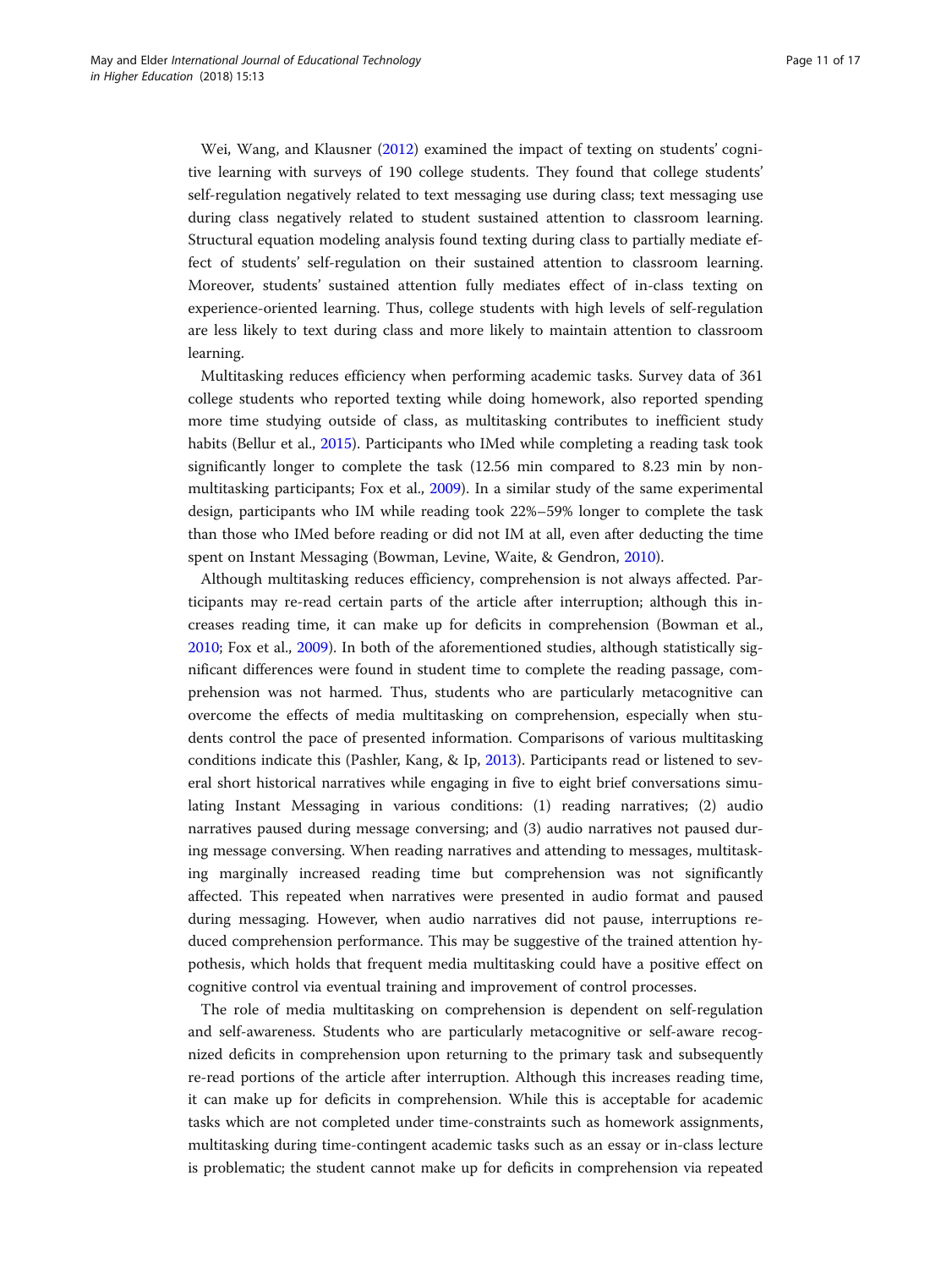Wei, Wang, and Klausner (2012) examined the impact of texting on students' cognitive learning with surveys of 190 college students. They found that college students' self-regulation negatively related to text messaging use during class; text messaging use during class negatively related to student sustained attention to classroom learning. Structural equation modeling analysis found texting during class to partially mediate effect of students' self-regulation on their sustained attention to classroom learning. Moreover, students' sustained attention fully mediates effect of in-class texting on experience-oriented learning. Thus, college students with high levels of self-regulation are less likely to text during class and more likely to maintain attention to classroom learning.

Multitasking reduces efficiency when performing academic tasks. Survey data of 361 college students who reported texting while doing homework, also reported spending more time studying outside of class, as multitasking contributes to inefficient study habits (Bellur et al., 2015). Participants who IMed while completing a reading task took significantly longer to complete the task (12.56 min compared to 8.23 min by non-multitasking participants; Fox et al., 2009). In a similar study of the same experimental design, participants who IM while reading took 22%–59% longer to complete the task than those who IMed before reading or did not IM at all, even after deducting the time spent on Instant Messaging (Bowman, Levine, Waite, & Gendron, 2010).

Although multitasking reduces efficiency, comprehension is not always affected. Participants may re-read certain parts of the article after interruption; although this increases reading time, it can make up for deficits in comprehension (Bowman et al., 2010; Fox et al., 2009). In both of the aforementioned studies, although statistically significant differences were found in student time to complete the reading passage, comprehension was not harmed. Thus, students who are particularly metacognitive can overcome the effects of media multitasking on comprehension, especially when students control the pace of presented information. Comparisons of various multitasking conditions indicate this (Pashler, Kang, & Ip, 2013). Participants read or listened to several short historical narratives while engaging in five to eight brief conversations simulating Instant Messaging in various conditions: (1) reading narratives; (2) audio narratives paused during message conversing; and (3) audio narratives not paused during message conversing. When reading narratives and attending to messages, multitasking marginally increased reading time but comprehension was not significantly affected. This repeated when narratives were presented in audio format and paused during messaging. However, when audio narratives did not pause, interruptions reduced comprehension performance. This may be suggestive of the trained attention hypothesis, which holds that frequent media multitasking could have a positive effect on cognitive control via eventual training and improvement of control processes.

The role of media multitasking on comprehension is dependent on self-regulation and self-awareness. Students who are particularly metacognitive or self-aware recognized deficits in comprehension upon returning to the primary task and subsequently re-read portions of the article after interruption. Although this increases reading time, it can make up for deficits in comprehension. While this is acceptable for academic tasks which are not completed under time-constraints such as homework assignments, multitasking during time-contingent academic tasks such as an essay or in-class lecture is problematic; the student cannot make up for deficits in comprehension via repeated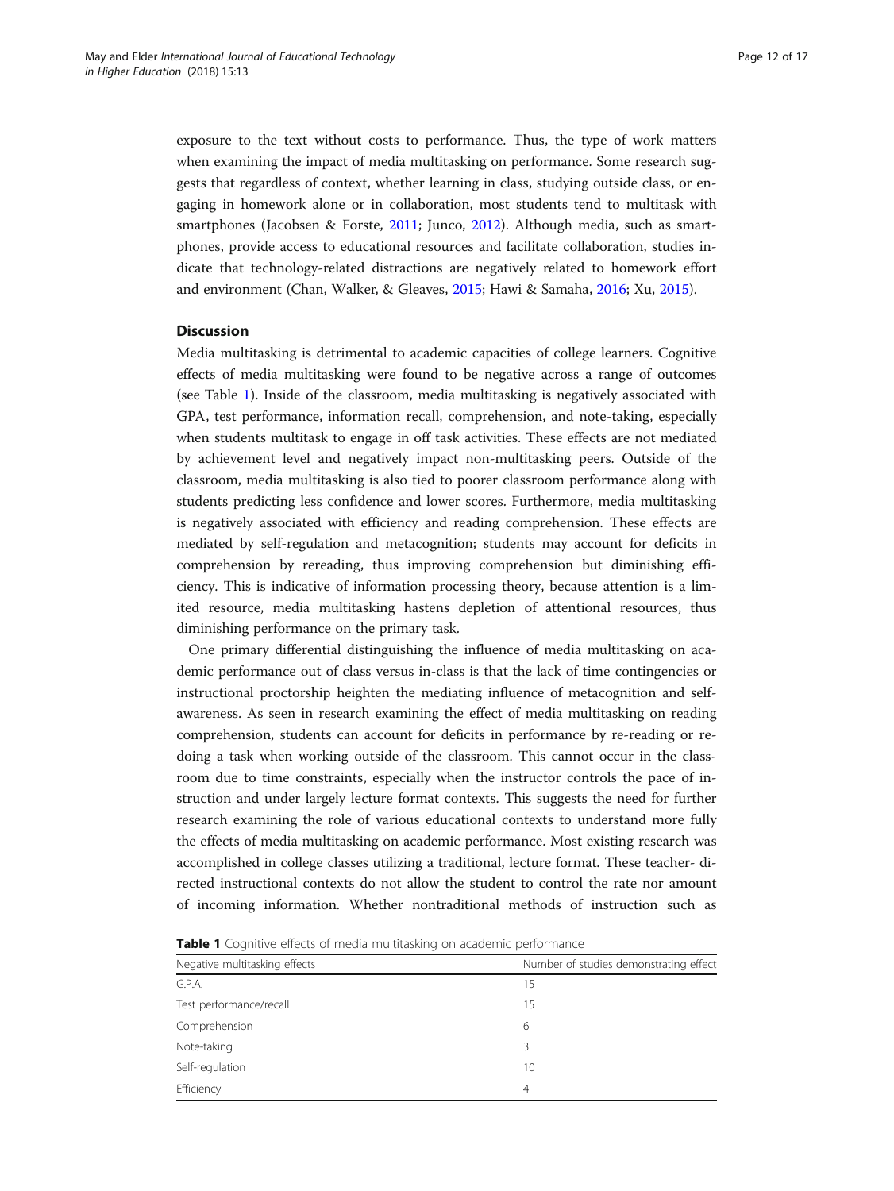exposure to the text without costs to performance. Thus, the type of work matters when examining the impact of media multitasking on performance. Some research suggests that regardless of context, whether learning in class, studying outside class, or engaging in homework alone or in collaboration, most students tend to multitask with smartphones (Jacobsen & Forste, 2011; Junco, 2012). Although media, such as smartphones, provide access to educational resources and facilitate collaboration, studies indicate that technology-related distractions are negatively related to homework effort and environment (Chan, Walker, & Gleaves, 2015; Hawi & Samaha, 2016; Xu, 2015).

## Discussion

Media multitasking is detrimental to academic capacities of college learners. Cognitive effects of media multitasking were found to be negative across a range of outcomes (see Table 1). Inside of the classroom, media multitasking is negatively associated with GPA, test performance, information recall, comprehension, and note-taking, especially when students multitask to engage in off task activities. These effects are not mediated by achievement level and negatively impact non-multitasking peers. Outside of the classroom, media multitasking is also tied to poorer classroom performance along with students predicting less confidence and lower scores. Furthermore, media multitasking is negatively associated with efficiency and reading comprehension. These effects are mediated by self-regulation and metacognition; students may account for deficits in comprehension by rereading, thus improving comprehension but diminishing efficiency. This is indicative of information processing theory, because attention is a limited resource, media multitasking hastens depletion of attentional resources, thus diminishing performance on the primary task.

One primary differential distinguishing the influence of media multitasking on academic performance out of class versus in-class is that the lack of time contingencies or instructional proctorship heighten the mediating influence of metacognition and self-awareness. As seen in research examining the effect of media multitasking on reading comprehension, students can account for deficits in performance by re-reading or re-doing a task when working outside of the classroom. This cannot occur in the classroom due to time constraints, especially when the instructor controls the pace of instruction and under largely lecture format contexts. This suggests the need for further research examining the role of various educational contexts to understand more fully the effects of media multitasking on academic performance. Most existing research was accomplished in college classes utilizing a traditional, lecture format. These teacher- directed instructional contexts do not allow the student to control the rate nor amount of incoming information. Whether nontraditional methods of instruction such as

**Table 1** Cognitive effects of media multitasking on academic performance

| Negative multitasking effects | Number of studies demonstrating effect |
|---|---|
| G.P.A. | 15 |
| Test performance/recall | 15 |
| Comprehension | 6 |
| Note-taking | 3 |
| Self-regulation | 10 |
| Efficiency | 4 |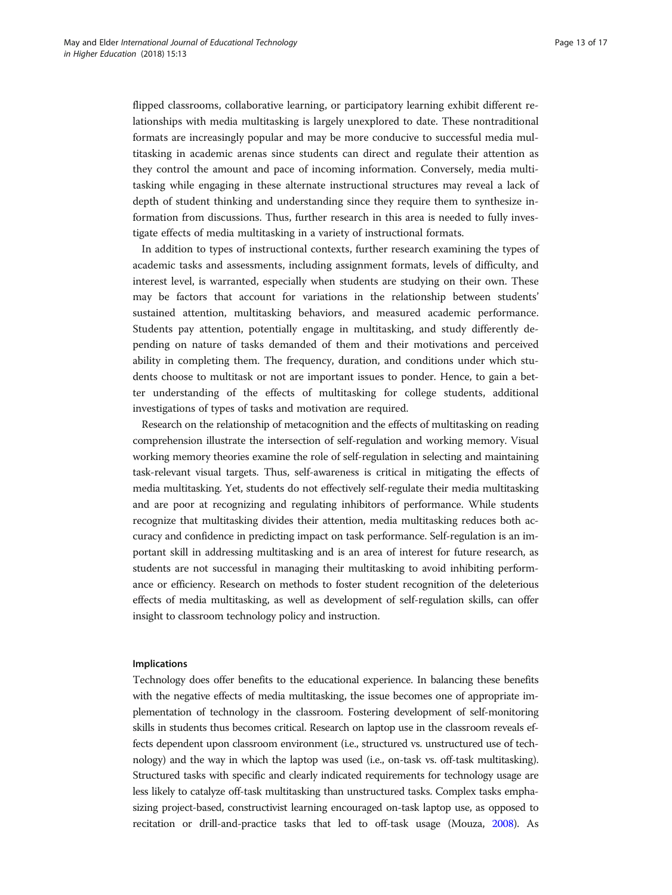flipped classrooms, collaborative learning, or participatory learning exhibit different relationships with media multitasking is largely unexplored to date. These nontraditional formats are increasingly popular and may be more conducive to successful media multitasking in academic arenas since students can direct and regulate their attention as they control the amount and pace of incoming information. Conversely, media multitasking while engaging in these alternate instructional structures may reveal a lack of depth of student thinking and understanding since they require them to synthesize information from discussions. Thus, further research in this area is needed to fully investigate effects of media multitasking in a variety of instructional formats.

In addition to types of instructional contexts, further research examining the types of academic tasks and assessments, including assignment formats, levels of difficulty, and interest level, is warranted, especially when students are studying on their own. These may be factors that account for variations in the relationship between students' sustained attention, multitasking behaviors, and measured academic performance. Students pay attention, potentially engage in multitasking, and study differently depending on nature of tasks demanded of them and their motivations and perceived ability in completing them. The frequency, duration, and conditions under which students choose to multitask or not are important issues to ponder. Hence, to gain a better understanding of the effects of multitasking for college students, additional investigations of types of tasks and motivation are required.

Research on the relationship of metacognition and the effects of multitasking on reading comprehension illustrate the intersection of self-regulation and working memory. Visual working memory theories examine the role of self-regulation in selecting and maintaining task-relevant visual targets. Thus, self-awareness is critical in mitigating the effects of media multitasking. Yet, students do not effectively self-regulate their media multitasking and are poor at recognizing and regulating inhibitors of performance. While students recognize that multitasking divides their attention, media multitasking reduces both accuracy and confidence in predicting impact on task performance. Self-regulation is an important skill in addressing multitasking and is an area of interest for future research, as students are not successful in managing their multitasking to avoid inhibiting performance or efficiency. Research on methods to foster student recognition of the deleterious effects of media multitasking, as well as development of self-regulation skills, can offer insight to classroom technology policy and instruction.

### Implications

Technology does offer benefits to the educational experience. In balancing these benefits with the negative effects of media multitasking, the issue becomes one of appropriate implementation of technology in the classroom. Fostering development of self-monitoring skills in students thus becomes critical. Research on laptop use in the classroom reveals effects dependent upon classroom environment (i.e., structured vs. unstructured use of technology) and the way in which the laptop was used (i.e., on-task vs. off-task multitasking). Structured tasks with specific and clearly indicated requirements for technology usage are less likely to catalyze off-task multitasking than unstructured tasks. Complex tasks emphasizing project-based, constructivist learning encouraged on-task laptop use, as opposed to recitation or drill-and-practice tasks that led to off-task usage (Mouza, 2008). As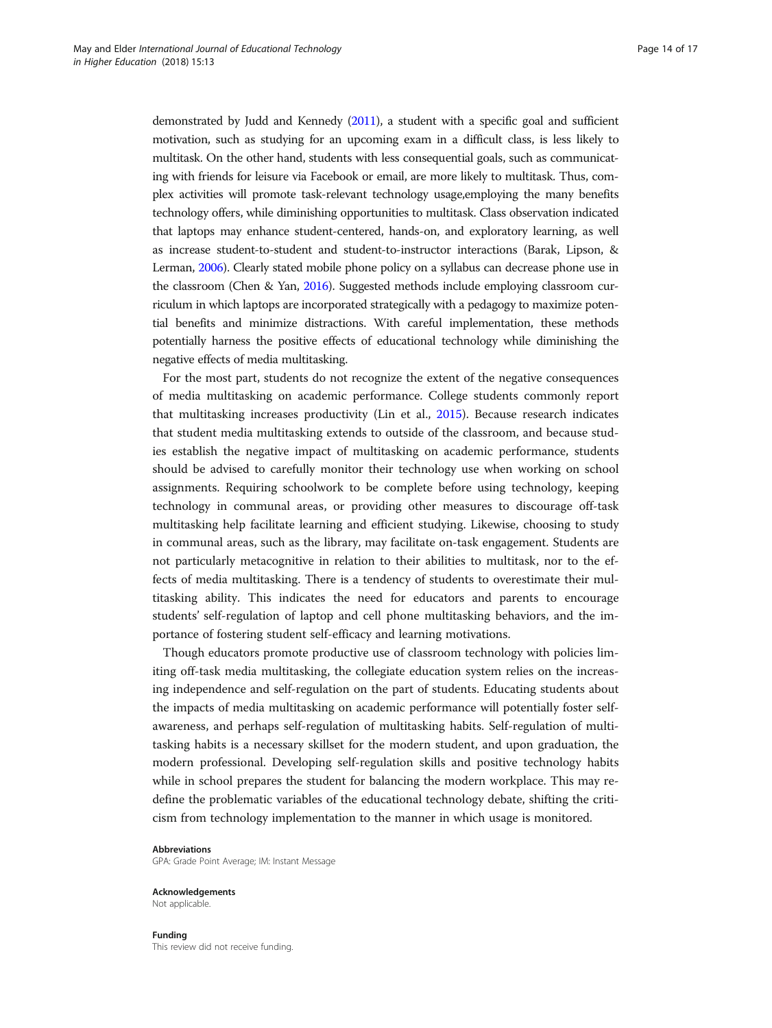demonstrated by Judd and Kennedy (2011), a student with a specific goal and sufficient motivation, such as studying for an upcoming exam in a difficult class, is less likely to multitask. On the other hand, students with less consequential goals, such as communicating with friends for leisure via Facebook or email, are more likely to multitask. Thus, complex activities will promote task-relevant technology usage,employing the many benefits technology offers, while diminishing opportunities to multitask. Class observation indicated that laptops may enhance student-centered, hands-on, and exploratory learning, as well as increase student-to-student and student-to-instructor interactions (Barak, Lipson, & Lerman, 2006). Clearly stated mobile phone policy on a syllabus can decrease phone use in the classroom (Chen & Yan, 2016). Suggested methods include employing classroom curriculum in which laptops are incorporated strategically with a pedagogy to maximize potential benefits and minimize distractions. With careful implementation, these methods potentially harness the positive effects of educational technology while diminishing the negative effects of media multitasking.

For the most part, students do not recognize the extent of the negative consequences of media multitasking on academic performance. College students commonly report that multitasking increases productivity (Lin et al., 2015). Because research indicates that student media multitasking extends to outside of the classroom, and because studies establish the negative impact of multitasking on academic performance, students should be advised to carefully monitor their technology use when working on school assignments. Requiring schoolwork to be complete before using technology, keeping technology in communal areas, or providing other measures to discourage off-task multitasking help facilitate learning and efficient studying. Likewise, choosing to study in communal areas, such as the library, may facilitate on-task engagement. Students are not particularly metacognitive in relation to their abilities to multitask, nor to the effects of media multitasking. There is a tendency of students to overestimate their multitasking ability. This indicates the need for educators and parents to encourage students' self-regulation of laptop and cell phone multitasking behaviors, and the importance of fostering student self-efficacy and learning motivations.

Though educators promote productive use of classroom technology with policies limiting off-task media multitasking, the collegiate education system relies on the increasing independence and self-regulation on the part of students. Educating students about the impacts of media multitasking on academic performance will potentially foster self-awareness, and perhaps self-regulation of multitasking habits. Self-regulation of multitasking habits is a necessary skillset for the modern student, and upon graduation, the modern professional. Developing self-regulation skills and positive technology habits while in school prepares the student for balancing the modern workplace. This may redefine the problematic variables of the educational technology debate, shifting the criticism from technology implementation to the manner in which usage is monitored.

**Abbreviations**

GPA: Grade Point Average; IM: Instant Message

**Acknowledgements**

Not applicable.

**Funding**

This review did not receive funding.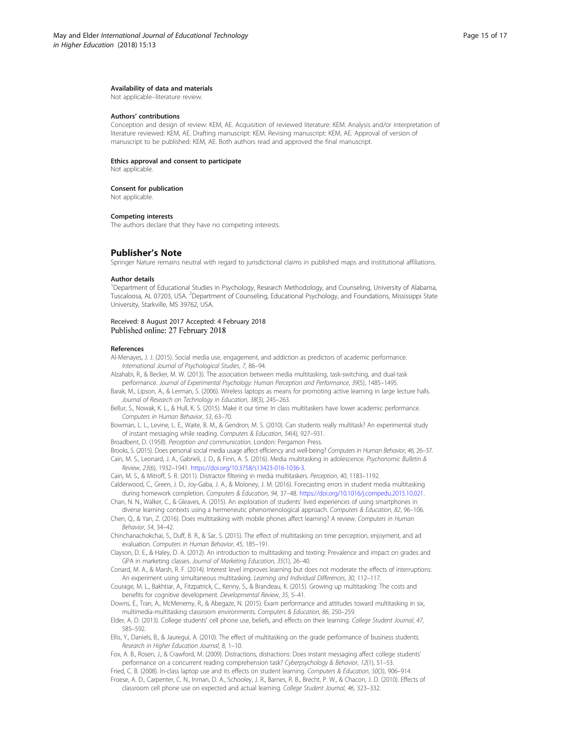#### Availability of data and materials

Not applicable–literature review.

#### Authors' contributions

Conception and design of review: KEM, AE. Acquisition of reviewed literature: KEM. Analysis and/or interpretation of literature reviewed: KEM, AE. Drafting manuscript: KEM. Revising manuscript: KEM, AE. Approval of version of manuscript to be published: KEM, AE. Both authors read and approved the final manuscript.

#### Ethics approval and consent to participate

Not applicable.

#### Consent for publication

Not applicable.

#### Competing interests

The authors declare that they have no competing interests.

## Publisher's Note

Springer Nature remains neutral with regard to jurisdictional claims in published maps and institutional affiliations.

#### Author details

[1]Department of Educational Studies in Psychology, Research Methodology, and Counseling, University of Alabama, Tuscaloosa, AL 07203, USA. [2]Department of Counseling, Educational Psychology, and Foundations, Mississippi State University, Starkville, MS 39762, USA.

Received: 8 August 2017 Accepted: 4 February 2018
Published online: 27 February 2018

#### References

Al-Menayes, J. J. (2015). Social media use, engagement, and addiction as predictors of academic performance. *International Journal of Psychological Studies*, *7*, 86–94.

Alzahabi, R., & Becker, M. W. (2013). The association between media multitasking, task-switching, and dual-task performance. *Journal of Experimental Psychology: Human Perception and Performance*, *39*(5), 1485–1495.

Barak, M., Lipson, A., & Lerman, S. (2006). Wireless laptops as means for promoting active learning in large lecture halls. *Journal of Research on Technology in Education*, *38*(3), 245–263.

Bellur, S., Nowak, K. L., & Hull, K. S. (2015). Make it our time: In class multitaskers have lower academic performance. *Computers in Human Behavior*, *53*, 63–70.

Bowman, L. L., Levine, L. E., Waite, B. M., & Gendron, M. S. (2010). Can students really multitask? An experimental study of instant messaging while reading. *Computers & Education*, *54*(4), 927–931.

Broadbent, D. (1958). *Perception and communication*. London: Pergamon Press.

Brooks, S. (2015). Does personal social media usage affect efficiency and well-being? *Computers in Human Behavior*, *46*, 26–37.

Cain, M. S., Leonard, J. A., Gabrieli, J. D., & Finn, A. S. (2016). Media multitasking in adolescence. *Psychonomic Bulletin & Review*, *23*(6), 1932–1941. https://doi.org/10.3758/s13423-016-1036-3.

Cain, M. S., & Mitroff, S. R. (2011). Distractor filtering in media multitaskers. *Perception*, *40*, 1183–1192.

Calderwood, C., Green, J. D., Joy-Gaba, J. A., & Moloney, J. M. (2016). Forecasting errors in student media multitasking during homework completion. *Computers & Education*, *94*, 37–48. https://doi.org/10.1016/j.compedu.2015.10.021.

Chan, N. N., Walker, C., & Gleaves, A. (2015). An exploration of students' lived experiences of using smartphones in diverse learning contexts using a hermeneutic phenomenological approach. *Computers & Education*, *82*, 96–106.

Chen, Q., & Yan, Z. (2016). Does multitasking with mobile phones affect learning? A review. *Computers in Human Behavior*, *54*, 34–42.

Chinchanachokchai, S., Duff, B. R., & Sar, S. (2015). The effect of multitasking on time perception, enjoyment, and ad evaluation. *Computers in Human Behavior*, *45*, 185–191.

Clayson, D. E., & Haley, D. A. (2012). An introduction to multitasking and texting: Prevalence and impact on grades and GPA in marketing classes. *Journal of Marketing Education*, *35*(1), 26–40.

Conard, M. A., & Marsh, R. F. (2014). Interest level improves learning but does not moderate the effects of interruptions: An experiment using simultaneous multitasking. *Learning and Individual Differences*, *30*, 112–117.

Courage, M. L., Bakhtiar, A., Fitzpatrick, C., Kenny, S., & Brandeau, K. (2015). Growing up multitasking: The costs and benefits for cognitive development. *Developmental Review*, *35*, 5–41.

Downs, E., Tran, A., McMenemy, R., & Abegaze, N. (2015). Exam performance and attitudes toward multitasking in six, multimedia-multitasking classroom environments. *Computers & Education*, *86*, 250–259.

Elder, A. D. (2013). College students' cell phone use, beliefs, and effects on their learning. *College Student Journal*, *47*, 585–592.

Ellis, Y., Daniels, B., & Jauregui, A. (2010). The effect of multitasking on the grade performance of business students. *Research in Higher Education Journal*, *8*, 1–10.

Fox, A. B., Rosen, J., & Crawford, M. (2009). Distractions, distractions: Does instant messaging affect college students' performance on a concurrent reading comprehension task? *Cyberpsychology & Behavior*, *12*(1), 51–53.

Fried, C. B. (2008). In-class laptop use and its effects on student learning. *Computers & Education*, *50*(3), 906–914.

Froese, A. D., Carpenter, C. N., Inman, D. A., Schooley, J. R., Barnes, R. B., Brecht, P. W., & Chacon, J. D. (2010). Effects of classroom cell phone use on expected and actual learning. *College Student Journal*, *46*, 323–332.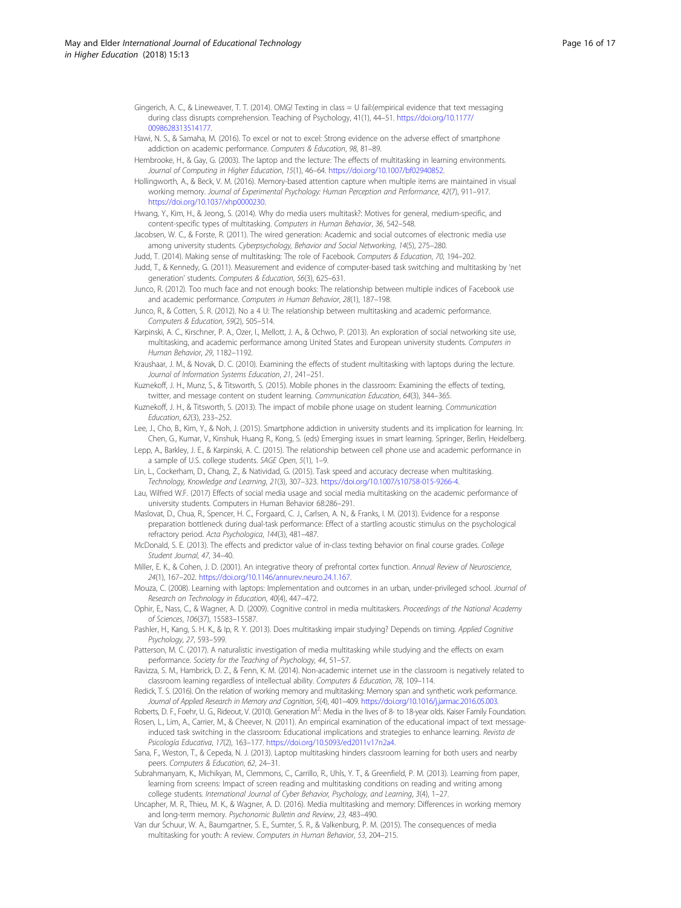Gingerich, A. C., & Lineweaver, T. T. (2014). OMG! Texting in class = U fail:(empirical evidence that text messaging during class disrupts comprehension. Teaching of Psychology, 41(1), 44–51. https://doi.org/10.1177/0098628313514177.

Hawi, N. S., & Samaha, M. (2016). To excel or not to excel: Strong evidence on the adverse effect of smartphone addiction on academic performance. *Computers & Education*, *98*, 81–89.

Hembrooke, H., & Gay, G. (2003). The laptop and the lecture: The effects of multitasking in learning environments. *Journal of Computing in Higher Education*, *15*(1), 46–64. https://doi.org/10.1007/bf02940852.

Hollingworth, A., & Beck, V. M. (2016). Memory-based attention capture when multiple items are maintained in visual working memory. *Journal of Experimental Psychology: Human Perception and Performance*, *42*(7), 911–917. https://doi.org/10.1037/xhp0000230.

Hwang, Y., Kim, H., & Jeong, S. (2014). Why do media users multitask?: Motives for general, medium-specific, and content-specific types of multitasking. *Computers in Human Behavior*, *36*, 542–548.

Jacobsen, W. C., & Forste, R. (2011). The wired generation: Academic and social outcomes of electronic media use among university students. *Cyberpsychology, Behavior and Social Networking*, *14*(5), 275–280.

Judd, T. (2014). Making sense of multitasking: The role of Facebook. *Computers & Education*, *70*, 194–202.

Judd, T., & Kennedy, G. (2011). Measurement and evidence of computer-based task switching and multitasking by 'net generation' students. *Computers & Education*, *56*(3), 625–631.

Junco, R. (2012). Too much face and not enough books: The relationship between multiple indices of Facebook use and academic performance. *Computers in Human Behavior*, *28*(1), 187–198.

Junco, R., & Cotten, S. R. (2012). No a 4 U: The relationship between multitasking and academic performance. *Computers & Education*, *59*(2), 505–514.

Karpinski, A. C., Kirschner, P. A., Ozer, I., Mellott, J. A., & Ochwo, P. (2013). An exploration of social networking site use, multitasking, and academic performance among United States and European university students. *Computers in Human Behavior*, *29*, 1182–1192.

Kraushaar, J. M., & Novak, D. C. (2010). Examining the effects of student multitasking with laptops during the lecture. *Journal of Information Systems Education*, *21*, 241–251.

Kuznekoff, J. H., Munz, S., & Titsworth, S. (2015). Mobile phones in the classroom: Examining the effects of texting, twitter, and message content on student learning. *Communication Education*, *64*(3), 344–365.

Kuznekoff, J. H., & Titsworth, S. (2013). The impact of mobile phone usage on student learning. *Communication Education*, *62*(3), 233–252.

Lee, J., Cho, B., Kim, Y., & Noh, J. (2015). Smartphone addiction in university students and its implication for learning. In: Chen, G., Kumar, V., Kinshuk, Huang R., Kong, S. (eds) Emerging issues in smart learning. Springer, Berlin, Heidelberg.

Lepp, A., Barkley, J. E., & Karpinski, A. C. (2015). The relationship between cell phone use and academic performance in a sample of U.S. college students. *SAGE Open*, *5*(1), 1–9.

Lin, L., Cockerham, D., Chang, Z., & Natividad, G. (2015). Task speed and accuracy decrease when multitasking. *Technology, Knowledge and Learning*, *21*(3), 307–323. https://doi.org/10.1007/s10758-015-9266-4.

Lau, Wilfred W.F. (2017) Effects of social media usage and social media multitasking on the academic performance of university students. Computers in Human Behavior 68:286–291.

Maslovat, D., Chua, R., Spencer, H. C., Forgaard, C. J., Carlsen, A. N., & Franks, I. M. (2013). Evidence for a response preparation bottleneck during dual-task performance: Effect of a startling acoustic stimulus on the psychological refractory period. *Acta Psychologica*, *144*(3), 481–487.

McDonald, S. E. (2013). The effects and predictor value of in-class texting behavior on final course grades. *College Student Journal*, *47*, 34–40.

Miller, E. K., & Cohen, J. D. (2001). An integrative theory of prefrontal cortex function. *Annual Review of Neuroscience*, *24*(1), 167–202. https://doi.org/10.1146/annurev.neuro.24.1.167.

Mouza, C. (2008). Learning with laptops: Implementation and outcomes in an urban, under-privileged school. *Journal of Research on Technology in Education*, *40*(4), 447–472.

Ophir, E., Nass, C., & Wagner, A. D. (2009). Cognitive control in media multitaskers. *Proceedings of the National Academy of Sciences*, *106*(37), 15583–15587.

Pashler, H., Kang, S. H. K., & Ip, R. Y. (2013). Does multitasking impair studying? Depends on timing. *Applied Cognitive Psychology*, *27*, 593–599.

Patterson, M. C. (2017). A naturalistic investigation of media multitasking while studying and the effects on exam performance. *Society for the Teaching of Psychology*, *44*, 51–57.

Ravizza, S. M., Hambrick, D. Z., & Fenn, K. M. (2014). Non-academic internet use in the classroom is negatively related to classroom learning regardless of intellectual ability. *Computers & Education*, *78*, 109–114.

Redick, T. S. (2016). On the relation of working memory and multitasking: Memory span and synthetic work performance. *Journal of Applied Research in Memory and Cognition*, *5*(4), 401–409. https://doi.org/10.1016/j.jarmac.2016.05.003.

Roberts, D. F., Foehr, U. G., Rideout, V. (2010). Generation M$^2$: Media in the lives of 8- to 18-year olds. Kaiser Family Foundation.

Rosen, L., Lim, A., Carrier, M., & Cheever, N. (2011). An empirical examination of the educational impact of text message-induced task switching in the classroom: Educational implications and strategies to enhance learning. *Revista de Psicología Educativa*, *17*(2), 163–177. https://doi.org/10.5093/ed2011v17n2a4.

Sana, F., Weston, T., & Cepeda, N. J. (2013). Laptop multitasking hinders classroom learning for both users and nearby peers. *Computers & Education*, *62*, 24–31.

Subrahmanyam, K., Michikyan, M., Clemmons, C., Carrillo, R., Uhls, Y. T., & Greenfield, P. M. (2013). Learning from paper, learning from screens: Impact of screen reading and multitasking conditions on reading and writing among college students. *International Journal of Cyber Behavior, Psychology, and Learning*, *3*(4), 1–27.

Uncapher, M. R., Thieu, M. K., & Wagner, A. D. (2016). Media multitasking and memory: Differences in working memory and long-term memory. *Psychonomic Bulletin and Review*, *23*, 483–490.

Van dur Schuur, W. A., Baumgartner, S. E., Sumter, S. R., & Valkenburg, P. M. (2015). The consequences of media multitasking for youth: A review. *Computers in Human Behavior*, *53*, 204–215.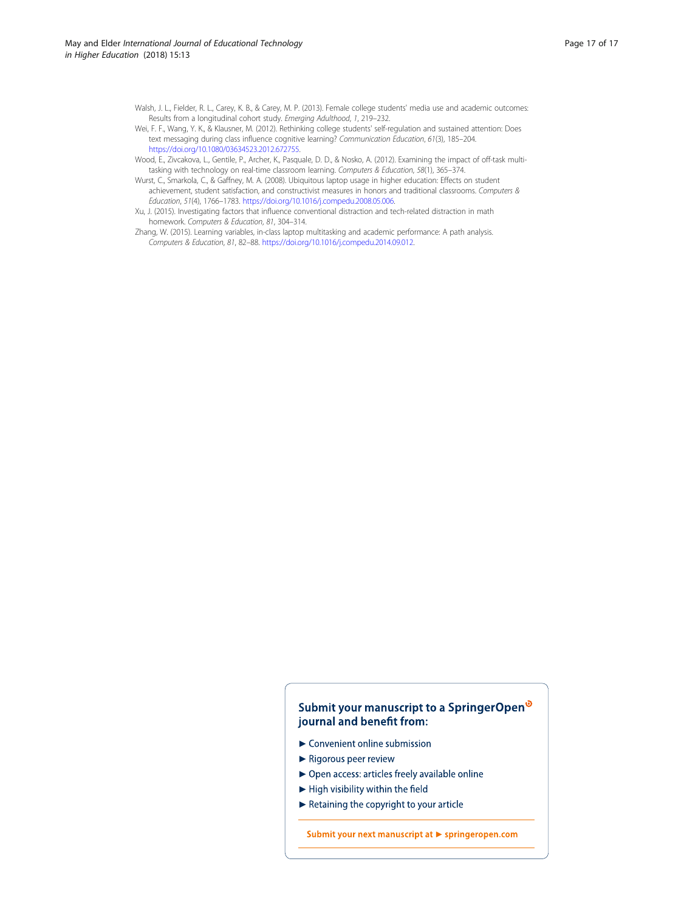Walsh, J. L., Fielder, R. L., Carey, K. B., & Carey, M. P. (2013). Female college students' media use and academic outcomes: Results from a longitudinal cohort study. *Emerging Adulthood*, *1*, 219–232.

Wei, F. F., Wang, Y. K., & Klausner, M. (2012). Rethinking college students' self-regulation and sustained attention: Does text messaging during class influence cognitive learning? *Communication Education*, *61*(3), 185–204. https://doi.org/10.1080/03634523.2012.672755.

Wood, E., Zivcakova, L., Gentile, P., Archer, K., Pasquale, D. D., & Nosko, A. (2012). Examining the impact of off-task multi-tasking with technology on real-time classroom learning. *Computers & Education*, *58*(1), 365–374.

Wurst, C., Smarkola, C., & Gaffney, M. A. (2008). Ubiquitous laptop usage in higher education: Effects on student achievement, student satisfaction, and constructivist measures in honors and traditional classrooms. *Computers & Education*, *51*(4), 1766–1783. https://doi.org/10.1016/j.compedu.2008.05.006.

Xu, J. (2015). Investigating factors that influence conventional distraction and tech-related distraction in math homework. *Computers & Education*, *81*, 304–314.

Zhang, W. (2015). Learning variables, in-class laptop multitasking and academic performance: A path analysis. *Computers & Education*, *81*, 82–88. https://doi.org/10.1016/j.compedu.2014.09.012.

**Submit your manuscript to a SpringerOpen journal and benefit from:**

- ► Convenient online submission
- ► Rigorous peer review
- ► Open access: articles freely available online
- ► High visibility within the field
- ► Retaining the copyright to your article

**Submit your next manuscript at ► springeropen.com**